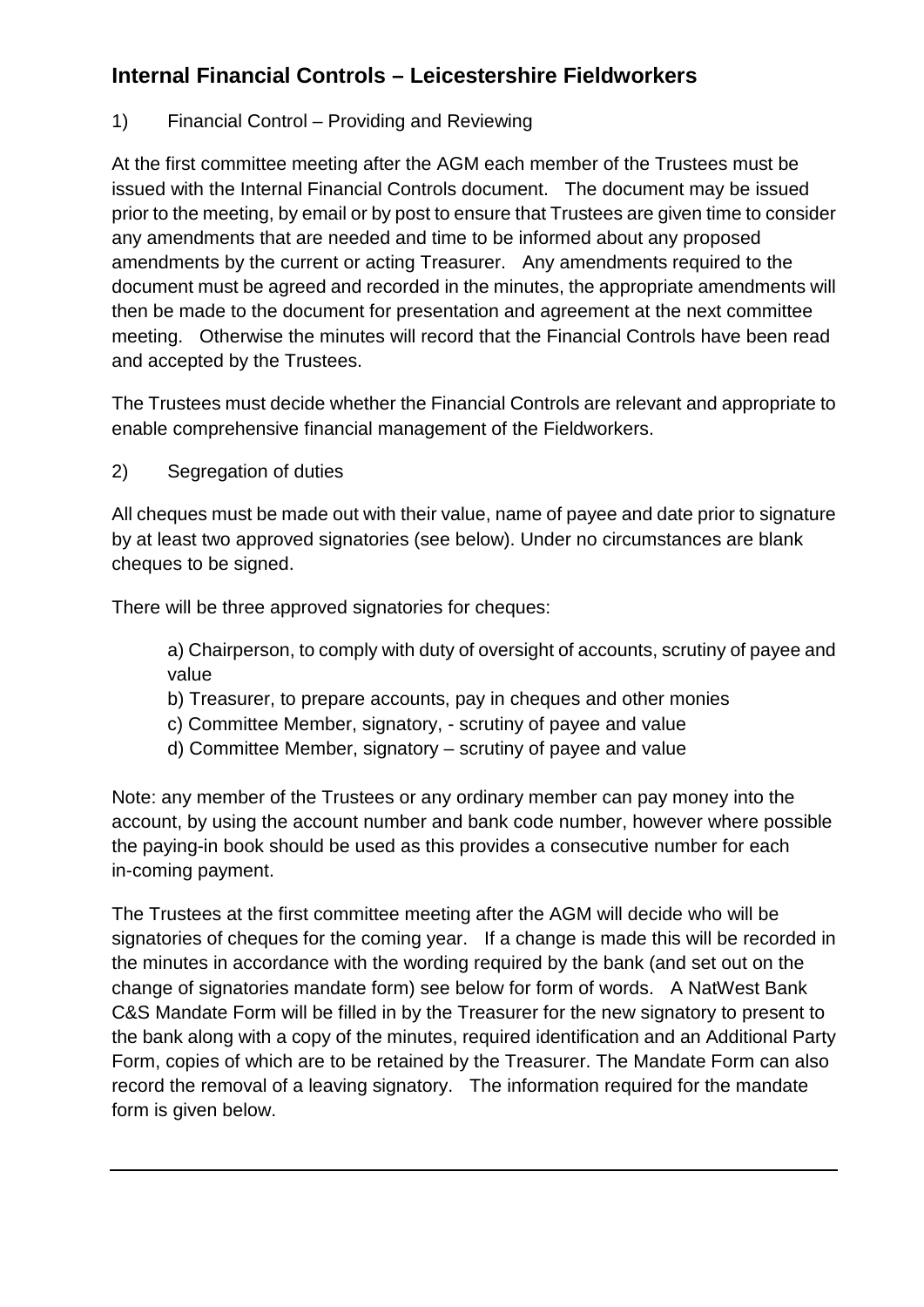# Internal Financial Controls – Leicestershire Fieldworkers

1) Financial Control – Providing and Reviewing

At the first committee meeting after the AGM each member of the Trustees must be issued with the Internal Financial Controls document. The document may be issued prior to the meeting, by email or by post to ensure that Trustees are given time to consider any amendments that are needed and time to be informed about any proposed amendments by the current or acting Treasurer. Any amendments required to the document must be agreed and recorded in the minutes, the appropriate amendments will then be made to the document for presentation and agreement at the next committee meeting. Otherwise the minutes will record that the Financial Controls have been read and accepted by the Trustees.

The Trustees must decide whether the Financial Controls are relevant and appropriate to enable comprehensive financial management of the Fieldworkers.

2) Segregation of duties

All cheques must be made out with their value, name of payee and date prior to signature by at least two approved signatories (see below). Under no circumstances are blank cheques to be signed.

There will be three approved signatories for cheques:

a) Chairperson, to comply with duty of oversight of accounts, scrutiny of payee and value
b) Treasurer, to prepare accounts, pay in cheques and other monies
c) Committee Member, signatory, - scrutiny of payee and value
d) Committee Member, signatory – scrutiny of payee and value

Note: any member of the Trustees or any ordinary member can pay money into the account, by using the account number and bank code number, however where possible the paying-in book should be used as this provides a consecutive number for each in-coming payment.

The Trustees at the first committee meeting after the AGM will decide who will be signatories of cheques for the coming year. If a change is made this will be recorded in the minutes in accordance with the wording required by the bank (and set out on the change of signatories mandate form) see below for form of words. A NatWest Bank C&S Mandate Form will be filled in by the Treasurer for the new signatory to present to the bank along with a copy of the minutes, required identification and an Additional Party Form, copies of which are to be retained by the Treasurer. The Mandate Form can also record the removal of a leaving signatory. The information required for the mandate form is given below.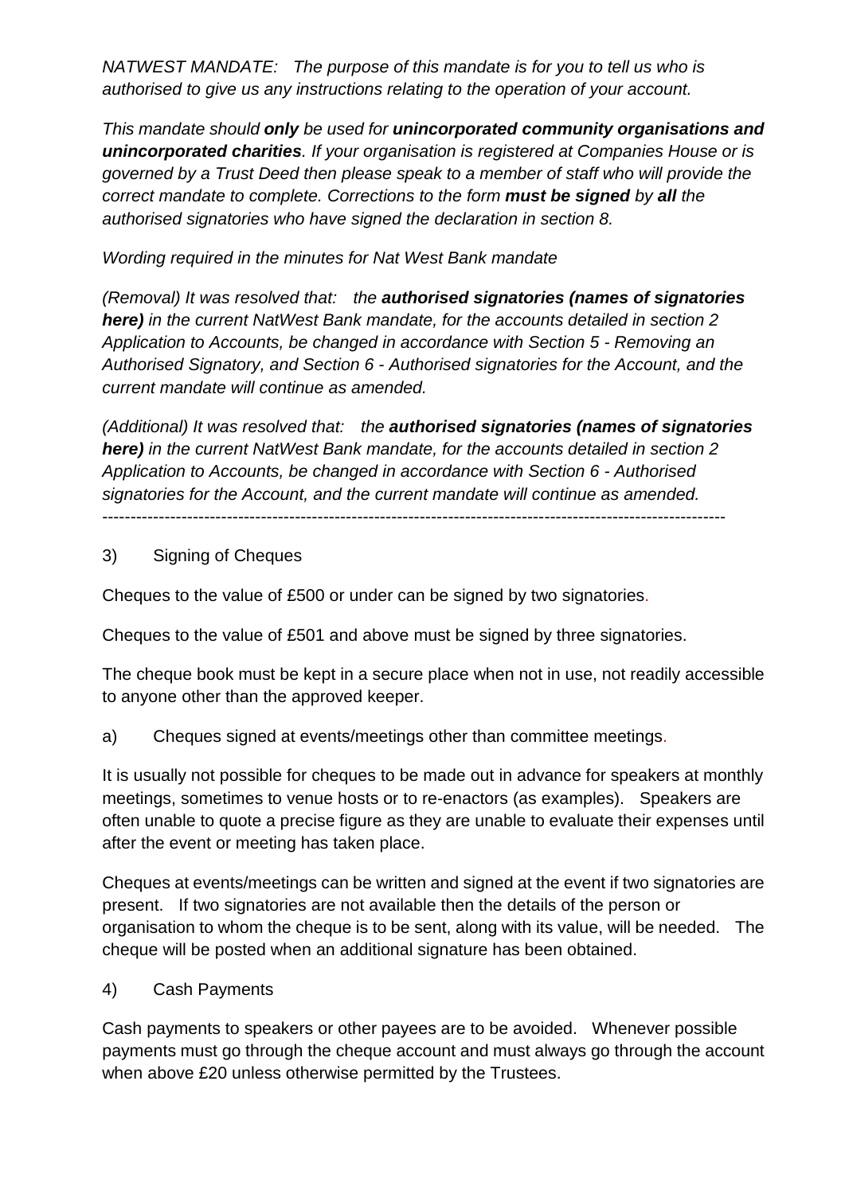*NATWEST MANDATE: The purpose of this mandate is for you to tell us who is authorised to give us any instructions relating to the operation of your account.*

*This mandate should **only** be used for **unincorporated community organisations and unincorporated charities**. If your organisation is registered at Companies House or is governed by a Trust Deed then please speak to a member of staff who will provide the correct mandate to complete. Corrections to the form **must be signed** by **all** the authorised signatories who have signed the declaration in section 8.*

*Wording required in the minutes for Nat West Bank mandate*

*(Removal) It was resolved that: the **authorised signatories (names of signatories here)** in the current NatWest Bank mandate, for the accounts detailed in section 2 Application to Accounts, be changed in accordance with Section 5 - Removing an Authorised Signatory, and Section 6 - Authorised signatories for the Account, and the current mandate will continue as amended.*

*(Additional) It was resolved that: the **authorised signatories (names of signatories here)** in the current NatWest Bank mandate, for the accounts detailed in section 2 Application to Accounts, be changed in accordance with Section 6 - Authorised signatories for the Account, and the current mandate will continue as amended.*

---

3) Signing of Cheques

Cheques to the value of £500 or under can be signed by two signatories.

Cheques to the value of £501 and above must be signed by three signatories.

The cheque book must be kept in a secure place when not in use, not readily accessible to anyone other than the approved keeper.

a) Cheques signed at events/meetings other than committee meetings.

It is usually not possible for cheques to be made out in advance for speakers at monthly meetings, sometimes to venue hosts or to re-enactors (as examples). Speakers are often unable to quote a precise figure as they are unable to evaluate their expenses until after the event or meeting has taken place.

Cheques at events/meetings can be written and signed at the event if two signatories are present. If two signatories are not available then the details of the person or organisation to whom the cheque is to be sent, along with its value, will be needed. The cheque will be posted when an additional signature has been obtained.

4) Cash Payments

Cash payments to speakers or other payees are to be avoided. Whenever possible payments must go through the cheque account and must always go through the account when above £20 unless otherwise permitted by the Trustees.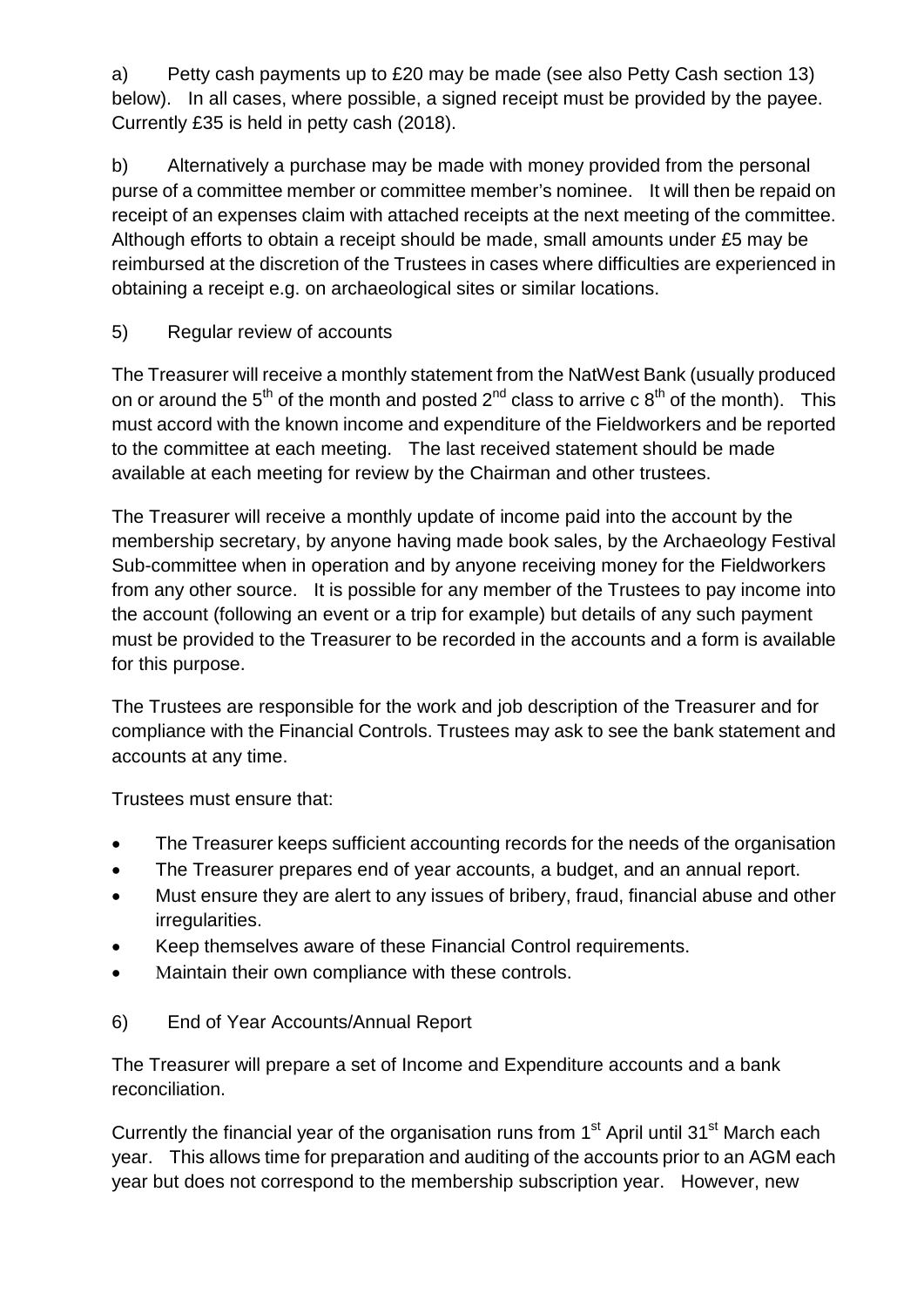a) Petty cash payments up to £20 may be made (see also Petty Cash section 13) below). In all cases, where possible, a signed receipt must be provided by the payee. Currently £35 is held in petty cash (2018).

b) Alternatively a purchase may be made with money provided from the personal purse of a committee member or committee member's nominee. It will then be repaid on receipt of an expenses claim with attached receipts at the next meeting of the committee. Although efforts to obtain a receipt should be made, small amounts under £5 may be reimbursed at the discretion of the Trustees in cases where difficulties are experienced in obtaining a receipt e.g. on archaeological sites or similar locations.

5) Regular review of accounts

The Treasurer will receive a monthly statement from the NatWest Bank (usually produced on or around the 5th of the month and posted 2nd class to arrive c 8th of the month). This must accord with the known income and expenditure of the Fieldworkers and be reported to the committee at each meeting. The last received statement should be made available at each meeting for review by the Chairman and other trustees.

The Treasurer will receive a monthly update of income paid into the account by the membership secretary, by anyone having made book sales, by the Archaeology Festival Sub-committee when in operation and by anyone receiving money for the Fieldworkers from any other source. It is possible for any member of the Trustees to pay income into the account (following an event or a trip for example) but details of any such payment must be provided to the Treasurer to be recorded in the accounts and a form is available for this purpose.

The Trustees are responsible for the work and job description of the Treasurer and for compliance with the Financial Controls. Trustees may ask to see the bank statement and accounts at any time.

Trustees must ensure that:

- The Treasurer keeps sufficient accounting records for the needs of the organisation
- The Treasurer prepares end of year accounts, a budget, and an annual report.
- Must ensure they are alert to any issues of bribery, fraud, financial abuse and other irregularities.
- Keep themselves aware of these Financial Control requirements.
- Maintain their own compliance with these controls.

6) End of Year Accounts/Annual Report

The Treasurer will prepare a set of Income and Expenditure accounts and a bank reconciliation.

Currently the financial year of the organisation runs from 1st April until 31st March each year. This allows time for preparation and auditing of the accounts prior to an AGM each year but does not correspond to the membership subscription year. However, new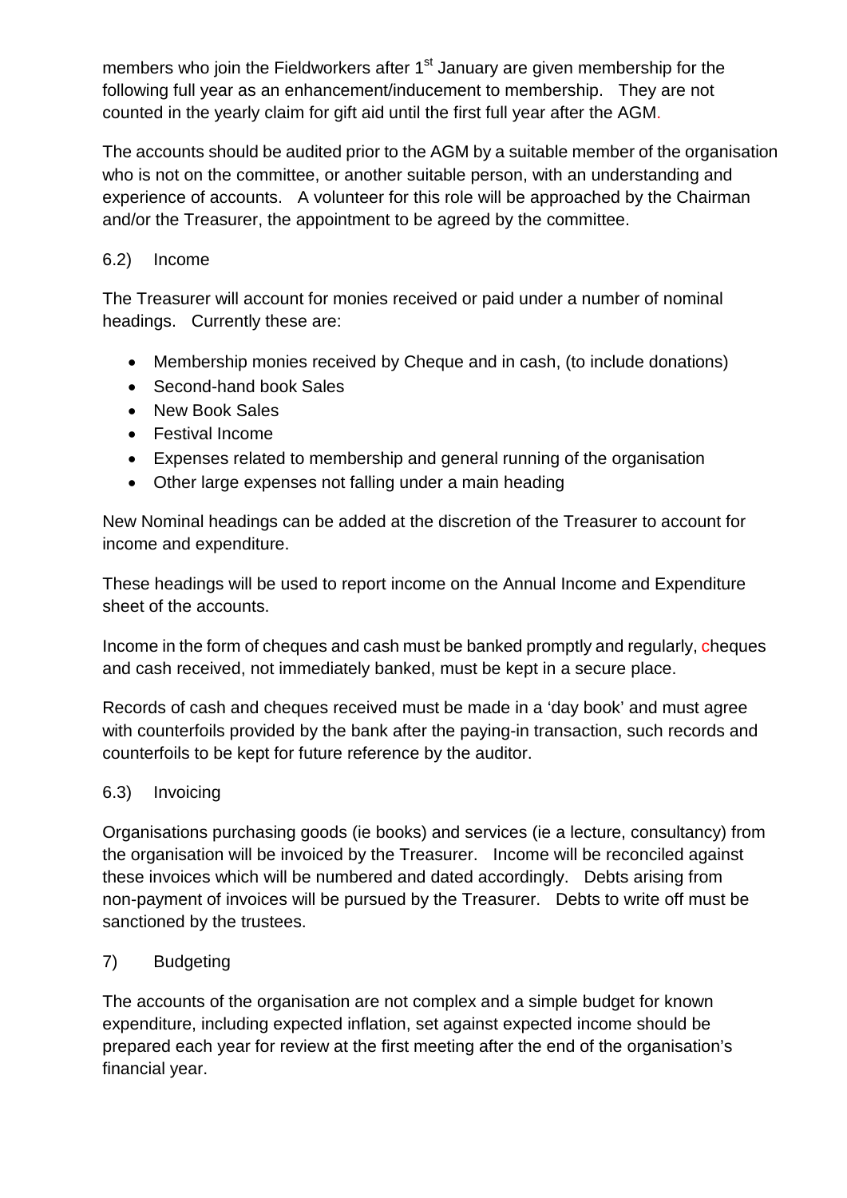members who join the Fieldworkers after 1st January are given membership for the following full year as an enhancement/inducement to membership. They are not counted in the yearly claim for gift aid until the first full year after the AGM.

The accounts should be audited prior to the AGM by a suitable member of the organisation who is not on the committee, or another suitable person, with an understanding and experience of accounts. A volunteer for this role will be approached by the Chairman and/or the Treasurer, the appointment to be agreed by the committee.

6.2) Income

The Treasurer will account for monies received or paid under a number of nominal headings. Currently these are:

- Membership monies received by Cheque and in cash, (to include donations)
- Second-hand book Sales
- New Book Sales
- Festival Income
- Expenses related to membership and general running of the organisation
- Other large expenses not falling under a main heading

New Nominal headings can be added at the discretion of the Treasurer to account for income and expenditure.

These headings will be used to report income on the Annual Income and Expenditure sheet of the accounts.

Income in the form of cheques and cash must be banked promptly and regularly, cheques and cash received, not immediately banked, must be kept in a secure place.

Records of cash and cheques received must be made in a 'day book' and must agree with counterfoils provided by the bank after the paying-in transaction, such records and counterfoils to be kept for future reference by the auditor.

6.3) Invoicing

Organisations purchasing goods (ie books) and services (ie a lecture, consultancy) from the organisation will be invoiced by the Treasurer. Income will be reconciled against these invoices which will be numbered and dated accordingly. Debts arising from non-payment of invoices will be pursued by the Treasurer. Debts to write off must be sanctioned by the trustees.

7) Budgeting

The accounts of the organisation are not complex and a simple budget for known expenditure, including expected inflation, set against expected income should be prepared each year for review at the first meeting after the end of the organisation's financial year.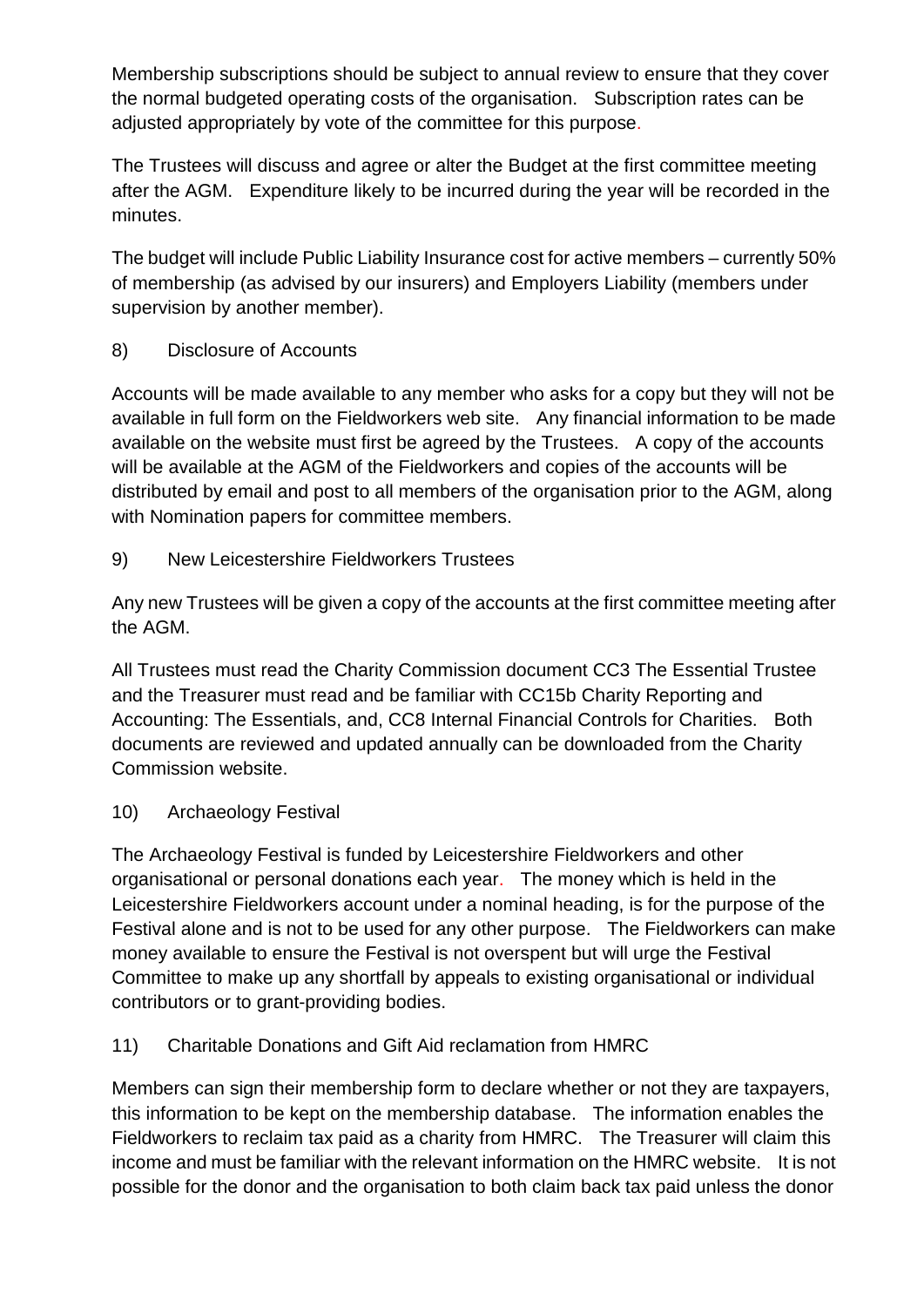Membership subscriptions should be subject to annual review to ensure that they cover the normal budgeted operating costs of the organisation. Subscription rates can be adjusted appropriately by vote of the committee for this purpose.

The Trustees will discuss and agree or alter the Budget at the first committee meeting after the AGM. Expenditure likely to be incurred during the year will be recorded in the minutes.

The budget will include Public Liability Insurance cost for active members – currently 50% of membership (as advised by our insurers) and Employers Liability (members under supervision by another member).

8) Disclosure of Accounts

Accounts will be made available to any member who asks for a copy but they will not be available in full form on the Fieldworkers web site. Any financial information to be made available on the website must first be agreed by the Trustees. A copy of the accounts will be available at the AGM of the Fieldworkers and copies of the accounts will be distributed by email and post to all members of the organisation prior to the AGM, along with Nomination papers for committee members.

9) New Leicestershire Fieldworkers Trustees

Any new Trustees will be given a copy of the accounts at the first committee meeting after the AGM.

All Trustees must read the Charity Commission document CC3 The Essential Trustee and the Treasurer must read and be familiar with CC15b Charity Reporting and Accounting: The Essentials, and, CC8 Internal Financial Controls for Charities. Both documents are reviewed and updated annually can be downloaded from the Charity Commission website.

10) Archaeology Festival

The Archaeology Festival is funded by Leicestershire Fieldworkers and other organisational or personal donations each year. The money which is held in the Leicestershire Fieldworkers account under a nominal heading, is for the purpose of the Festival alone and is not to be used for any other purpose. The Fieldworkers can make money available to ensure the Festival is not overspent but will urge the Festival Committee to make up any shortfall by appeals to existing organisational or individual contributors or to grant-providing bodies.

11) Charitable Donations and Gift Aid reclamation from HMRC

Members can sign their membership form to declare whether or not they are taxpayers, this information to be kept on the membership database. The information enables the Fieldworkers to reclaim tax paid as a charity from HMRC. The Treasurer will claim this income and must be familiar with the relevant information on the HMRC website. It is not possible for the donor and the organisation to both claim back tax paid unless the donor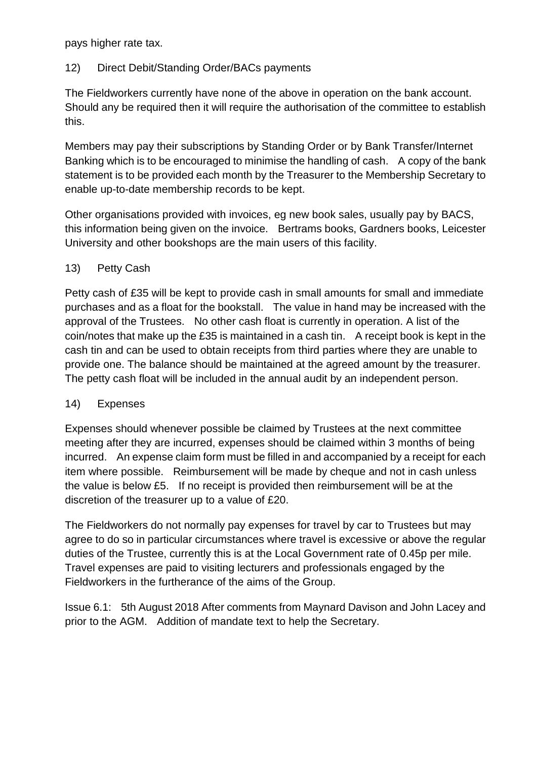pays higher rate tax.

12) Direct Debit/Standing Order/BACs payments

The Fieldworkers currently have none of the above in operation on the bank account. Should any be required then it will require the authorisation of the committee to establish this.

Members may pay their subscriptions by Standing Order or by Bank Transfer/Internet Banking which is to be encouraged to minimise the handling of cash. A copy of the bank statement is to be provided each month by the Treasurer to the Membership Secretary to enable up-to-date membership records to be kept.

Other organisations provided with invoices, eg new book sales, usually pay by BACS, this information being given on the invoice. Bertrams books, Gardners books, Leicester University and other bookshops are the main users of this facility.

13) Petty Cash

Petty cash of £35 will be kept to provide cash in small amounts for small and immediate purchases and as a float for the bookstall. The value in hand may be increased with the approval of the Trustees. No other cash float is currently in operation. A list of the coin/notes that make up the £35 is maintained in a cash tin. A receipt book is kept in the cash tin and can be used to obtain receipts from third parties where they are unable to provide one. The balance should be maintained at the agreed amount by the treasurer. The petty cash float will be included in the annual audit by an independent person.

14) Expenses

Expenses should whenever possible be claimed by Trustees at the next committee meeting after they are incurred, expenses should be claimed within 3 months of being incurred. An expense claim form must be filled in and accompanied by a receipt for each item where possible. Reimbursement will be made by cheque and not in cash unless the value is below £5. If no receipt is provided then reimbursement will be at the discretion of the treasurer up to a value of £20.

The Fieldworkers do not normally pay expenses for travel by car to Trustees but may agree to do so in particular circumstances where travel is excessive or above the regular duties of the Trustee, currently this is at the Local Government rate of 0.45p per mile. Travel expenses are paid to visiting lecturers and professionals engaged by the Fieldworkers in the furtherance of the aims of the Group.

Issue 6.1: 5th August 2018 After comments from Maynard Davison and John Lacey and prior to the AGM. Addition of mandate text to help the Secretary.